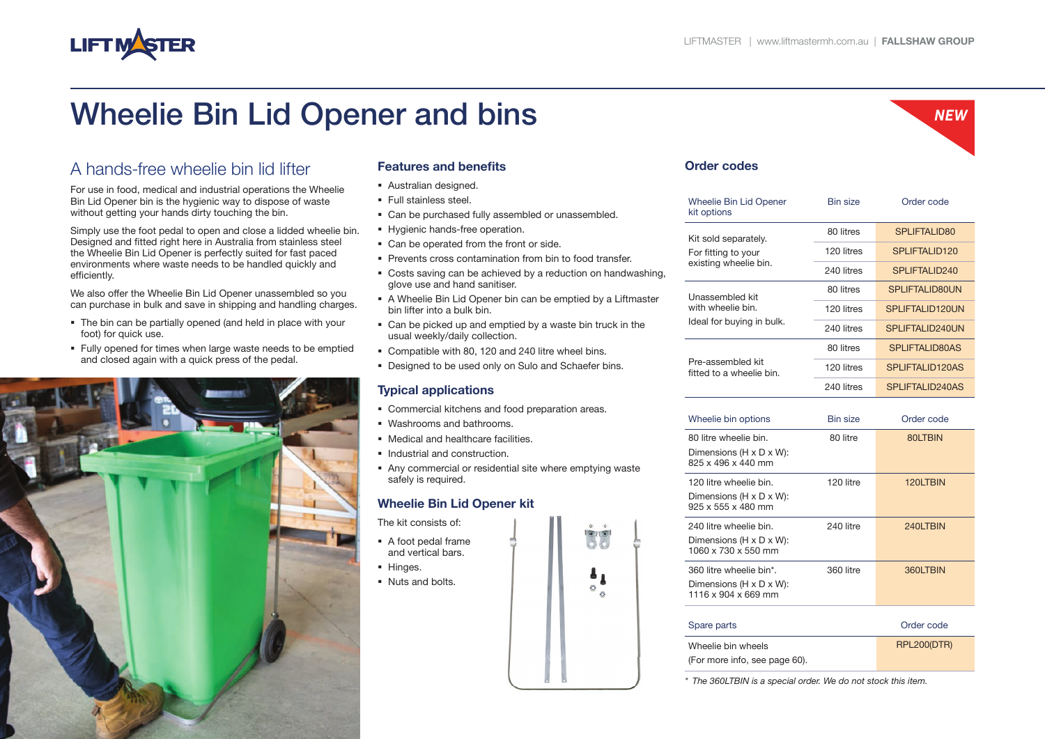# Wheelie Bin Lid Opener and bins

NEW

## A hands-free wheelie bin lid lifter

For use in food, medical and industrial operations the Wheelie Bin Lid Opener bin is the hygienic way to dispose of waste without getting your hands dirty touching the bin.

Simply use the foot pedal to open and close a lidded wheelie bin. Designed and fitted right here in Australia from stainless steel the Wheelie Bin Lid Opener is perfectly suited for fast paced environments where waste needs to be handled quickly and efficiently.

We also offer the Wheelie Bin Lid Opener unassembled so you can purchase in bulk and save in shipping and handling charges.

- The bin can be partially opened (and held in place with your foot) for quick use.
- Fully opened for times when large waste needs to be emptied and closed again with a quick press of the pedal.

### Features and benefits

- Australian designed.
- Full stainless steel.
- Can be purchased fully assembled or unassembled.
- Hygienic hands-free operation.
- Can be operated from the front or side.
- Prevents cross contamination from bin to food transfer.
- Costs saving can be achieved by a reduction on handwashing, glove use and hand sanitiser.
- A Wheelie Bin Lid Opener bin can be emptied by a Liftmaster bin lifter into a bulk bin.
- Can be picked up and emptied by a waste bin truck in the usual weekly/daily collection.
- Compatible with 80, 120 and 240 litre wheel bins.
- Designed to be used only on Sulo and Schaefer bins.

### Typical applications

- Commercial kitchens and food preparation areas.
- Washrooms and bathrooms.
- Medical and healthcare facilities.
- Industrial and construction.
- Any commercial or residential site where emptying waste safely is required.

### Wheelie Bin Lid Opener kit

The kit consists of:

- A foot pedal frame and vertical bars.
- Hinges.
- Nuts and bolts.

### Order codes

| Wheelie Bin Lid Opener kit options | Bin size | Order code |
|---|---|---|
| Kit sold separately. For fitting to your existing wheelie bin. | 80 litres | SPLIFTALID80 |
| | 120 litres | SPLIFTALID120 |
| | 240 litres | SPLIFTALID240 |
| Unassembled kit with wheelie bin. Ideal for buying in bulk. | 80 litres | SPLIFTALID80UN |
| | 120 litres | SPLIFTALID120UN |
| | 240 litres | SPLIFTALID240UN |
| Pre-assembled kit fitted to a wheelie bin. | 80 litres | SPLIFTALID80AS |
| | 120 litres | SPLIFTALID120AS |
| | 240 litres | SPLIFTALID240AS |

| Wheelie bin options | Bin size | Order code |
|---|---|---|
| 80 litre wheelie bin. Dimensions (H x D x W): 825 x 496 x 440 mm | 80 litre | 80LTBIN |
| 120 litre wheelie bin. Dimensions (H x D x W): 925 x 555 x 480 mm | 120 litre | 120LTBIN |
| 240 litre wheelie bin. Dimensions (H x D x W): 1060 x 730 x 550 mm | 240 litre | 240LTBIN |
| 360 litre wheelie bin*. Dimensions (H x D x W): 1116 x 904 x 669 mm | 360 litre | 360LTBIN |

| Spare parts | Order code |
|---|---|
| Wheelie bin wheels (For more info, see page 60). | RPL200(DTR) |

*\* The 360LTBIN is a special order. We do not stock this item.*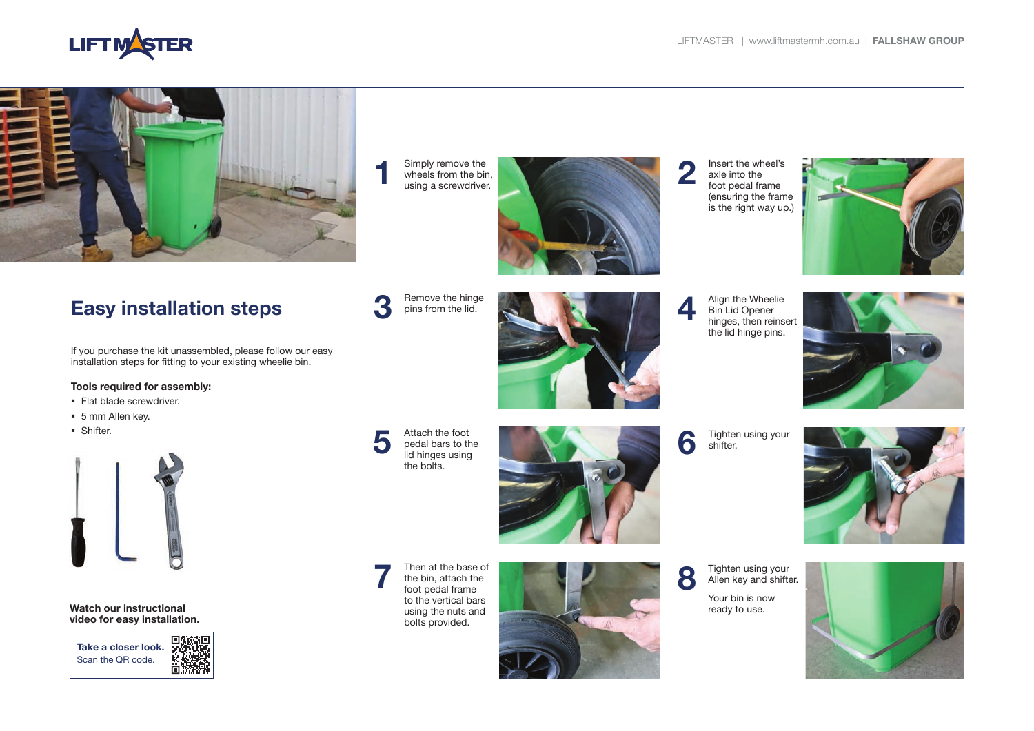## Easy installation steps

If you purchase the kit unassembled, please follow our easy installation steps for fitting to your existing wheelie bin.

**Tools required for assembly:**

- Flat blade screwdriver.
- 5 mm Allen key.
- Shifter.

**Watch our instructional video for easy installation.**

**Take a closer look.**
Scan the QR code.

1. Simply remove the wheels from the bin, using a screwdriver.
2. Insert the wheel's axle into the foot pedal frame (ensuring the frame is the right way up.)
3. Remove the hinge pins from the lid.
4. Align the Wheelie Bin Lid Opener hinges, then reinsert the lid hinge pins.
5. Attach the foot pedal bars to the lid hinges using the bolts.
6. Tighten using your shifter.
7. Then at the base of the bin, attach the foot pedal frame to the vertical bars using the nuts and bolts provided.
8. Tighten using your Allen key and shifter.

   Your bin is now ready to use.